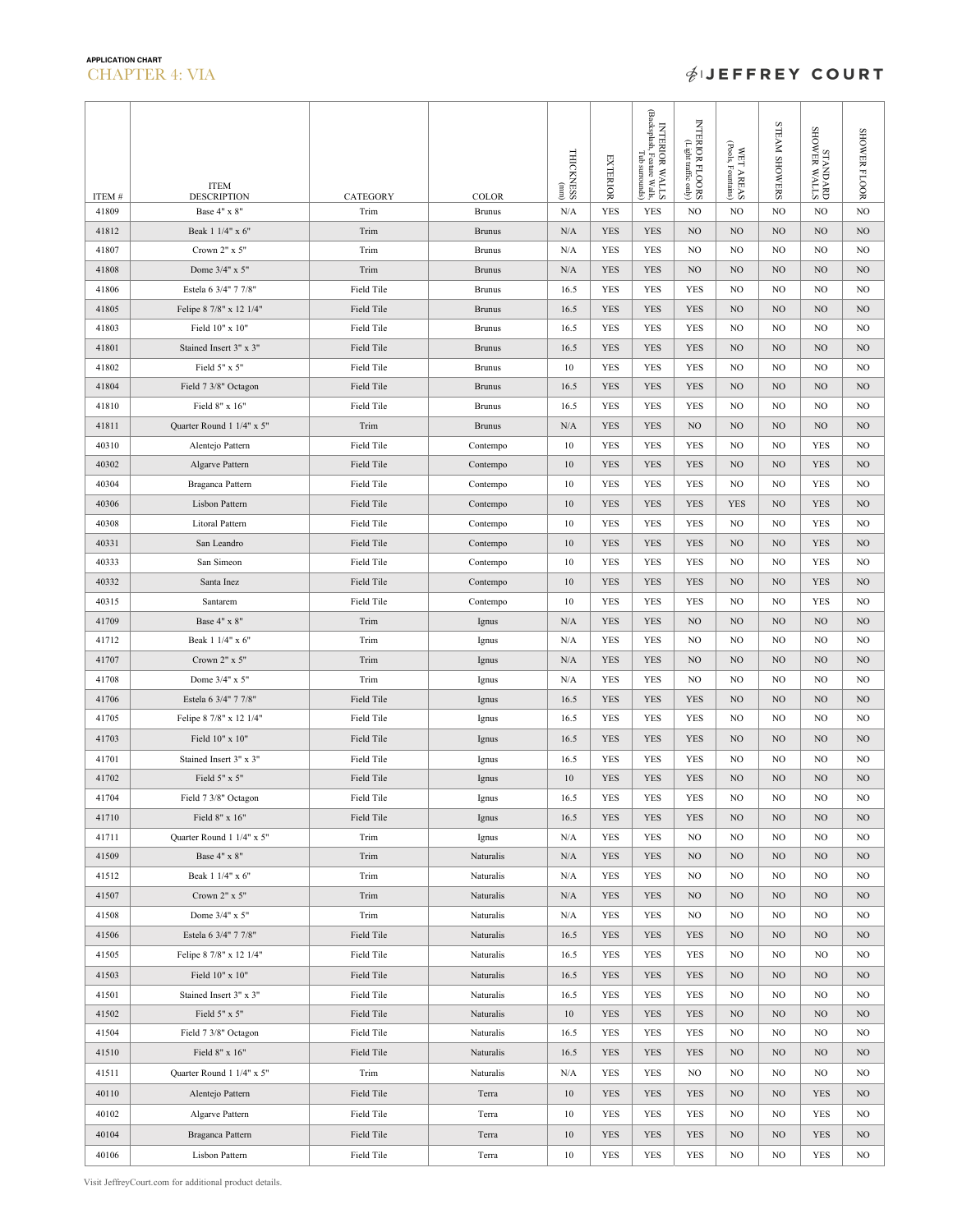APPLICATION CHART

# CHAPTER 4: VIA

JEFFREY COURT

| ITEM # | ITEM DESCRIPTION | CATEGORY | COLOR | THICKNESS (mm) | EXTERIOR | INTERIOR WALLS (Backsplash, Feature Walls, Tub surrounds) | INTERIOR FLOORS (Light traffic only) | WET AREAS (Pools, Fountains) | STEAM SHOWERS | STANDARD SHOWER WALLS | SHOWER FLOOR |
|---|---|---|---|---|---|---|---|---|---|---|---|
| 41809 | Base 4" x 8" | Trim | Brunus | N/A | YES | YES | NO | NO | NO | NO | NO |
| 41812 | Beak 1 1/4" x 6" | Trim | Brunus | N/A | YES | YES | NO | NO | NO | NO | NO |
| 41807 | Crown 2" x 5" | Trim | Brunus | N/A | YES | YES | NO | NO | NO | NO | NO |
| 41808 | Dome 3/4" x 5" | Trim | Brunus | N/A | YES | YES | NO | NO | NO | NO | NO |
| 41806 | Estela 6 3/4" 7 7/8" | Field Tile | Brunus | 16.5 | YES | YES | YES | NO | NO | NO | NO |
| 41805 | Felipe 8 7/8" x 12 1/4" | Field Tile | Brunus | 16.5 | YES | YES | YES | NO | NO | NO | NO |
| 41803 | Field 10" x 10" | Field Tile | Brunus | 16.5 | YES | YES | YES | NO | NO | NO | NO |
| 41801 | Stained Insert 3" x 3" | Field Tile | Brunus | 16.5 | YES | YES | YES | NO | NO | NO | NO |
| 41802 | Field 5" x 5" | Field Tile | Brunus | 10 | YES | YES | YES | NO | NO | NO | NO |
| 41804 | Field 7 3/8" Octagon | Field Tile | Brunus | 16.5 | YES | YES | YES | NO | NO | NO | NO |
| 41810 | Field 8" x 16" | Field Tile | Brunus | 16.5 | YES | YES | YES | NO | NO | NO | NO |
| 41811 | Quarter Round 1 1/4" x 5" | Trim | Brunus | N/A | YES | YES | NO | NO | NO | NO | NO |
| 40310 | Alentejo Pattern | Field Tile | Contempo | 10 | YES | YES | YES | NO | NO | YES | NO |
| 40302 | Algarve Pattern | Field Tile | Contempo | 10 | YES | YES | YES | NO | NO | YES | NO |
| 40304 | Braganca Pattern | Field Tile | Contempo | 10 | YES | YES | YES | NO | NO | YES | NO |
| 40306 | Lisbon Pattern | Field Tile | Contempo | 10 | YES | YES | YES | YES | NO | YES | NO |
| 40308 | Litoral Pattern | Field Tile | Contempo | 10 | YES | YES | YES | NO | NO | YES | NO |
| 40331 | San Leandro | Field Tile | Contempo | 10 | YES | YES | YES | NO | NO | YES | NO |
| 40333 | San Simeon | Field Tile | Contempo | 10 | YES | YES | YES | NO | NO | YES | NO |
| 40332 | Santa Inez | Field Tile | Contempo | 10 | YES | YES | YES | NO | NO | YES | NO |
| 40315 | Santarem | Field Tile | Contempo | 10 | YES | YES | YES | NO | NO | YES | NO |
| 41709 | Base 4" x 8" | Trim | Ignus | N/A | YES | YES | NO | NO | NO | NO | NO |
| 41712 | Beak 1 1/4" x 6" | Trim | Ignus | N/A | YES | YES | NO | NO | NO | NO | NO |
| 41707 | Crown 2" x 5" | Trim | Ignus | N/A | YES | YES | NO | NO | NO | NO | NO |
| 41708 | Dome 3/4" x 5" | Trim | Ignus | N/A | YES | YES | NO | NO | NO | NO | NO |
| 41706 | Estela 6 3/4" 7 7/8" | Field Tile | Ignus | 16.5 | YES | YES | YES | NO | NO | NO | NO |
| 41705 | Felipe 8 7/8" x 12 1/4" | Field Tile | Ignus | 16.5 | YES | YES | YES | NO | NO | NO | NO |
| 41703 | Field 10" x 10" | Field Tile | Ignus | 16.5 | YES | YES | YES | NO | NO | NO | NO |
| 41701 | Stained Insert 3" x 3" | Field Tile | Ignus | 16.5 | YES | YES | YES | NO | NO | NO | NO |
| 41702 | Field 5" x 5" | Field Tile | Ignus | 10 | YES | YES | YES | NO | NO | NO | NO |
| 41704 | Field 7 3/8" Octagon | Field Tile | Ignus | 16.5 | YES | YES | YES | NO | NO | NO | NO |
| 41710 | Field 8" x 16" | Field Tile | Ignus | 16.5 | YES | YES | YES | NO | NO | NO | NO |
| 41711 | Quarter Round 1 1/4" x 5" | Trim | Ignus | N/A | YES | YES | NO | NO | NO | NO | NO |
| 41509 | Base 4" x 8" | Trim | Naturalis | N/A | YES | YES | NO | NO | NO | NO | NO |
| 41512 | Beak 1 1/4" x 6" | Trim | Naturalis | N/A | YES | YES | NO | NO | NO | NO | NO |
| 41507 | Crown 2" x 5" | Trim | Naturalis | N/A | YES | YES | NO | NO | NO | NO | NO |
| 41508 | Dome 3/4" x 5" | Trim | Naturalis | N/A | YES | YES | NO | NO | NO | NO | NO |
| 41506 | Estela 6 3/4" 7 7/8" | Field Tile | Naturalis | 16.5 | YES | YES | YES | NO | NO | NO | NO |
| 41505 | Felipe 8 7/8" x 12 1/4" | Field Tile | Naturalis | 16.5 | YES | YES | YES | NO | NO | NO | NO |
| 41503 | Field 10" x 10" | Field Tile | Naturalis | 16.5 | YES | YES | YES | NO | NO | NO | NO |
| 41501 | Stained Insert 3" x 3" | Field Tile | Naturalis | 16.5 | YES | YES | YES | NO | NO | NO | NO |
| 41502 | Field 5" x 5" | Field Tile | Naturalis | 10 | YES | YES | YES | NO | NO | NO | NO |
| 41504 | Field 7 3/8" Octagon | Field Tile | Naturalis | 16.5 | YES | YES | YES | NO | NO | NO | NO |
| 41510 | Field 8" x 16" | Field Tile | Naturalis | 16.5 | YES | YES | YES | NO | NO | NO | NO |
| 41511 | Quarter Round 1 1/4" x 5" | Trim | Naturalis | N/A | YES | YES | NO | NO | NO | NO | NO |
| 40110 | Alentejo Pattern | Field Tile | Terra | 10 | YES | YES | YES | NO | NO | YES | NO |
| 40102 | Algarve Pattern | Field Tile | Terra | 10 | YES | YES | YES | NO | NO | YES | NO |
| 40104 | Braganca Pattern | Field Tile | Terra | 10 | YES | YES | YES | NO | NO | YES | NO |
| 40106 | Lisbon Pattern | Field Tile | Terra | 10 | YES | YES | YES | NO | NO | YES | NO |

Visit JeffreyCourt.com for additional product details.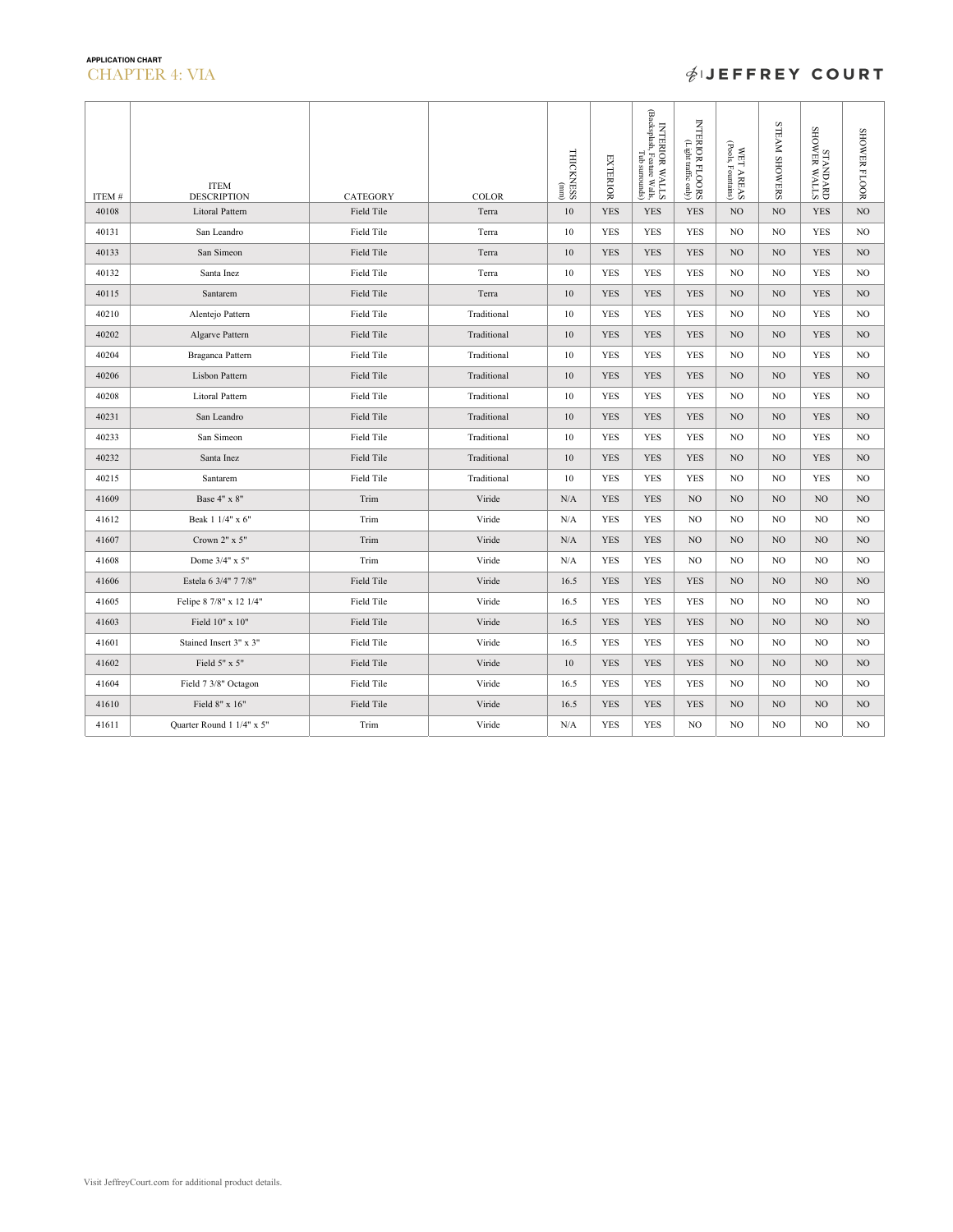APPLICATION CHART

# CHAPTER 4: VIA

JEFFREY COURT

| ITEM # | ITEM DESCRIPTION | CATEGORY | COLOR | THICKNESS (mm) | EXTERIOR | INTERIOR WALLS (Backsplash, Feature Walls, Tub surrounds) | INTERIOR FLOORS (Light traffic only) | WET AREAS (Pools, Fountains) | STEAM SHOWERS | STANDARD SHOWER WALLS | SHOWER FLOOR |
|---|---|---|---|---|---|---|---|---|---|---|---|
| 40108 | Litoral Pattern | Field Tile | Terra | 10 | YES | YES | YES | NO | NO | YES | NO |
| 40131 | San Leandro | Field Tile | Terra | 10 | YES | YES | YES | NO | NO | YES | NO |
| 40133 | San Simeon | Field Tile | Terra | 10 | YES | YES | YES | NO | NO | YES | NO |
| 40132 | Santa Inez | Field Tile | Terra | 10 | YES | YES | YES | NO | NO | YES | NO |
| 40115 | Santarem | Field Tile | Terra | 10 | YES | YES | YES | NO | NO | YES | NO |
| 40210 | Alentejo Pattern | Field Tile | Traditional | 10 | YES | YES | YES | NO | NO | YES | NO |
| 40202 | Algarve Pattern | Field Tile | Traditional | 10 | YES | YES | YES | NO | NO | YES | NO |
| 40204 | Braganca Pattern | Field Tile | Traditional | 10 | YES | YES | YES | NO | NO | YES | NO |
| 40206 | Lisbon Pattern | Field Tile | Traditional | 10 | YES | YES | YES | NO | NO | YES | NO |
| 40208 | Litoral Pattern | Field Tile | Traditional | 10 | YES | YES | YES | NO | NO | YES | NO |
| 40231 | San Leandro | Field Tile | Traditional | 10 | YES | YES | YES | NO | NO | YES | NO |
| 40233 | San Simeon | Field Tile | Traditional | 10 | YES | YES | YES | NO | NO | YES | NO |
| 40232 | Santa Inez | Field Tile | Traditional | 10 | YES | YES | YES | NO | NO | YES | NO |
| 40215 | Santarem | Field Tile | Traditional | 10 | YES | YES | YES | NO | NO | YES | NO |
| 41609 | Base 4" x 8" | Trim | Viride | N/A | YES | YES | NO | NO | NO | NO | NO |
| 41612 | Beak 1 1/4" x 6" | Trim | Viride | N/A | YES | YES | NO | NO | NO | NO | NO |
| 41607 | Crown 2" x 5" | Trim | Viride | N/A | YES | YES | NO | NO | NO | NO | NO |
| 41608 | Dome 3/4" x 5" | Trim | Viride | N/A | YES | YES | NO | NO | NO | NO | NO |
| 41606 | Estela 6 3/4" 7 7/8" | Field Tile | Viride | 16.5 | YES | YES | YES | NO | NO | NO | NO |
| 41605 | Felipe 8 7/8" x 12 1/4" | Field Tile | Viride | 16.5 | YES | YES | YES | NO | NO | NO | NO |
| 41603 | Field 10" x 10" | Field Tile | Viride | 16.5 | YES | YES | YES | NO | NO | NO | NO |
| 41601 | Stained Insert 3" x 3" | Field Tile | Viride | 16.5 | YES | YES | YES | NO | NO | NO | NO |
| 41602 | Field 5" x 5" | Field Tile | Viride | 10 | YES | YES | YES | NO | NO | NO | NO |
| 41604 | Field 7 3/8" Octagon | Field Tile | Viride | 16.5 | YES | YES | YES | NO | NO | NO | NO |
| 41610 | Field 8" x 16" | Field Tile | Viride | 16.5 | YES | YES | YES | NO | NO | NO | NO |
| 41611 | Quarter Round 1 1/4" x 5" | Trim | Viride | N/A | YES | YES | NO | NO | NO | NO | NO |

Visit JeffreyCourt.com for additional product details.